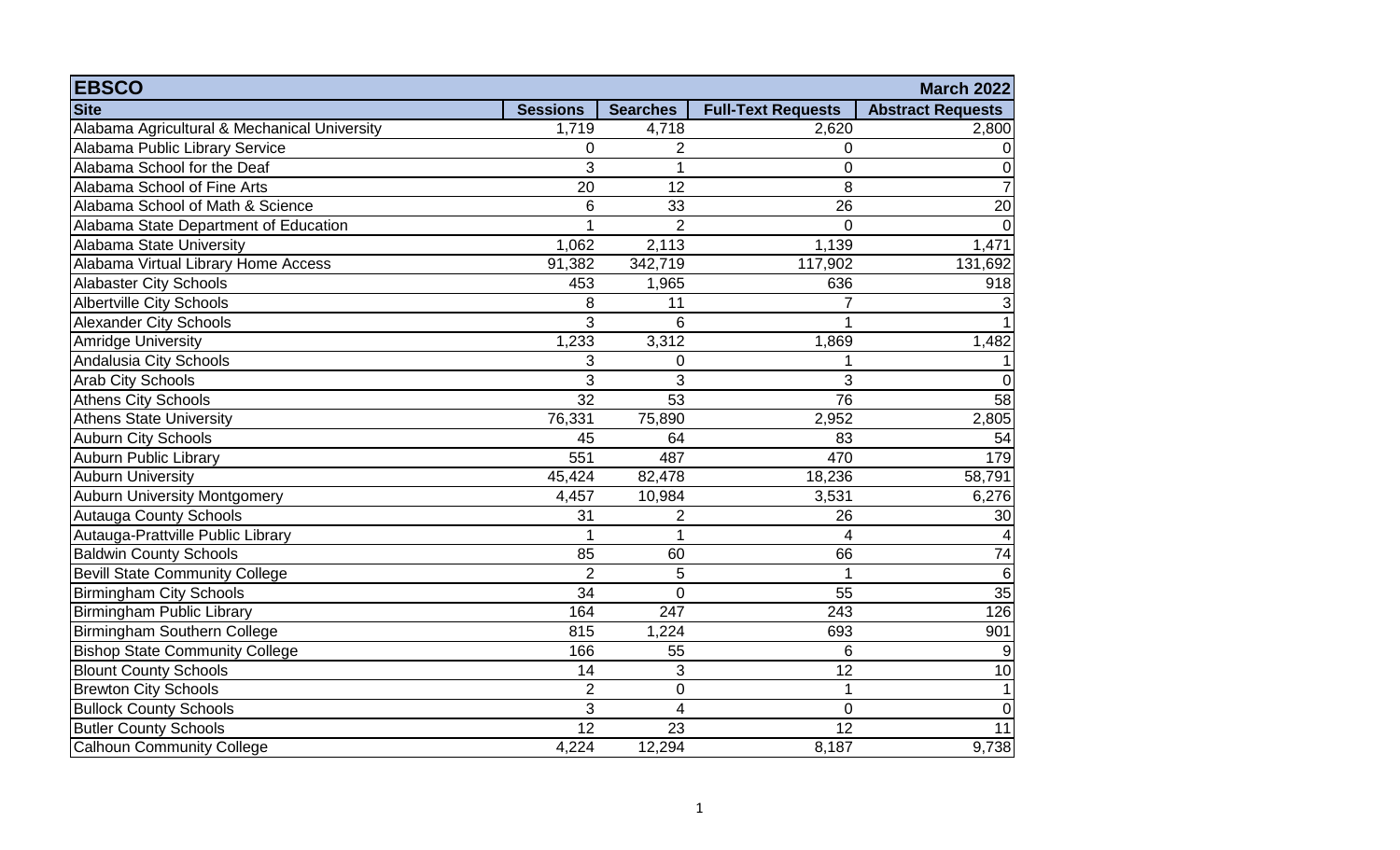| EBSCO | | | | March 2022 |
|---|---|---|---|---|
| **Site** | **Sessions** | **Searches** | **Full-Text Requests** | **Abstract Requests** |
| Alabama Agricultural & Mechanical University | 1,719 | 4,718 | 2,620 | 2,800 |
| Alabama Public Library Service | 0 | 2 | 0 | 0 |
| Alabama School for the Deaf | 3 | 1 | 0 | 0 |
| Alabama School of Fine Arts | 20 | 12 | 8 | 7 |
| Alabama School of Math & Science | 6 | 33 | 26 | 20 |
| Alabama State Department of Education | 1 | 2 | 0 | 0 |
| Alabama State University | 1,062 | 2,113 | 1,139 | 1,471 |
| Alabama Virtual Library Home Access | 91,382 | 342,719 | 117,902 | 131,692 |
| Alabaster City Schools | 453 | 1,965 | 636 | 918 |
| Albertville City Schools | 8 | 11 | 7 | 3 |
| Alexander City Schools | 3 | 6 | 1 | 1 |
| Amridge University | 1,233 | 3,312 | 1,869 | 1,482 |
| Andalusia City Schools | 3 | 0 | 1 | 1 |
| Arab City Schools | 3 | 3 | 3 | 0 |
| Athens City Schools | 32 | 53 | 76 | 58 |
| Athens State University | 76,331 | 75,890 | 2,952 | 2,805 |
| Auburn City Schools | 45 | 64 | 83 | 54 |
| Auburn Public Library | 551 | 487 | 470 | 179 |
| Auburn University | 45,424 | 82,478 | 18,236 | 58,791 |
| Auburn University Montgomery | 4,457 | 10,984 | 3,531 | 6,276 |
| Autauga County Schools | 31 | 2 | 26 | 30 |
| Autauga-Prattville Public Library | 1 | 1 | 4 | 4 |
| Baldwin County Schools | 85 | 60 | 66 | 74 |
| Bevill State Community College | 2 | 5 | 1 | 6 |
| Birmingham City Schools | 34 | 0 | 55 | 35 |
| Birmingham Public Library | 164 | 247 | 243 | 126 |
| Birmingham Southern College | 815 | 1,224 | 693 | 901 |
| Bishop State Community College | 166 | 55 | 6 | 9 |
| Blount County Schools | 14 | 3 | 12 | 10 |
| Brewton City Schools | 2 | 0 | 1 | 1 |
| Bullock County Schools | 3 | 4 | 0 | 0 |
| Butler County Schools | 12 | 23 | 12 | 11 |
| Calhoun Community College | 4,224 | 12,294 | 8,187 | 9,738 |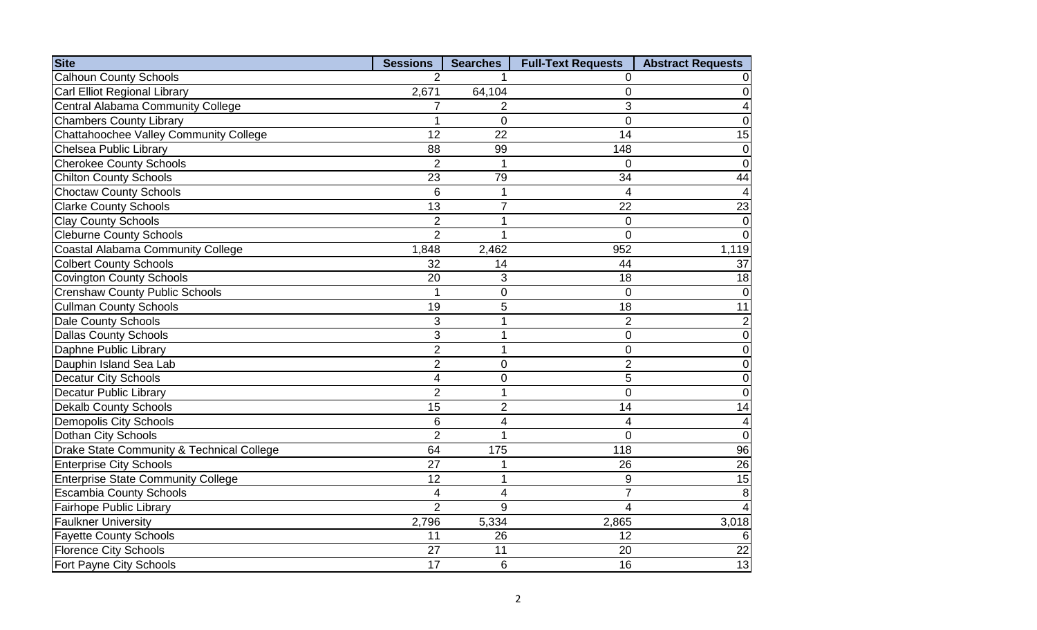| Site | Sessions | Searches | Full-Text Requests | Abstract Requests |
|---|---|---|---|---|
| Calhoun County Schools | 2 | 1 | 0 | 0 |
| Carl Elliot Regional Library | 2,671 | 64,104 | 0 | 0 |
| Central Alabama Community College | 7 | 2 | 3 | 4 |
| Chambers County Library | 1 | 0 | 0 | 0 |
| Chattahoochee Valley Community College | 12 | 22 | 14 | 15 |
| Chelsea Public Library | 88 | 99 | 148 | 0 |
| Cherokee County Schools | 2 | 1 | 0 | 0 |
| Chilton County Schools | 23 | 79 | 34 | 44 |
| Choctaw County Schools | 6 | 1 | 4 | 4 |
| Clarke County Schools | 13 | 7 | 22 | 23 |
| Clay County Schools | 2 | 1 | 0 | 0 |
| Cleburne County Schools | 2 | 1 | 0 | 0 |
| Coastal Alabama Community College | 1,848 | 2,462 | 952 | 1,119 |
| Colbert County Schools | 32 | 14 | 44 | 37 |
| Covington County Schools | 20 | 3 | 18 | 18 |
| Crenshaw County Public Schools | 1 | 0 | 0 | 0 |
| Cullman County Schools | 19 | 5 | 18 | 11 |
| Dale County Schools | 3 | 1 | 2 | 2 |
| Dallas County Schools | 3 | 1 | 0 | 0 |
| Daphne Public Library | 2 | 1 | 0 | 0 |
| Dauphin Island Sea Lab | 2 | 0 | 2 | 0 |
| Decatur City Schools | 4 | 0 | 5 | 0 |
| Decatur Public Library | 2 | 1 | 0 | 0 |
| Dekalb County Schools | 15 | 2 | 14 | 14 |
| Demopolis City Schools | 6 | 4 | 4 | 4 |
| Dothan City Schools | 2 | 1 | 0 | 0 |
| Drake State Community & Technical College | 64 | 175 | 118 | 96 |
| Enterprise City Schools | 27 | 1 | 26 | 26 |
| Enterprise State Community College | 12 | 1 | 9 | 15 |
| Escambia County Schools | 4 | 4 | 7 | 8 |
| Fairhope Public Library | 2 | 9 | 4 | 4 |
| Faulkner University | 2,796 | 5,334 | 2,865 | 3,018 |
| Fayette County Schools | 11 | 26 | 12 | 6 |
| Florence City Schools | 27 | 11 | 20 | 22 |
| Fort Payne City Schools | 17 | 6 | 16 | 13 |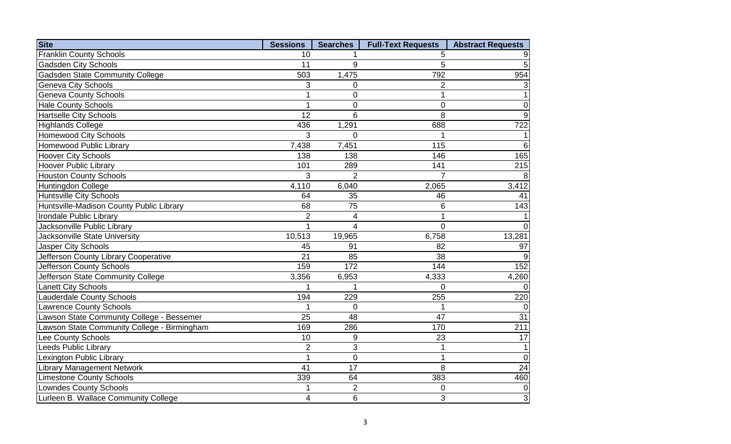| Site | Sessions | Searches | Full-Text Requests | Abstract Requests |
|---|---|---|---|---|
| Franklin County Schools | 10 | 1 | 5 | 9 |
| Gadsden City Schools | 11 | 9 | 5 | 5 |
| Gadsden State Community College | 503 | 1,475 | 792 | 954 |
| Geneva City Schools | 3 | 0 | 2 | 3 |
| Geneva County Schools | 1 | 0 | 1 | 1 |
| Hale County Schools | 1 | 0 | 0 | 0 |
| Hartselle City Schools | 12 | 6 | 8 | 9 |
| Highlands College | 436 | 1,291 | 688 | 722 |
| Homewood City Schools | 3 | 0 | 1 | 1 |
| Homewood Public Library | 7,438 | 7,451 | 115 | 6 |
| Hoover City Schools | 138 | 138 | 146 | 165 |
| Hoover Public Library | 101 | 289 | 141 | 215 |
| Houston County Schools | 3 | 2 | 7 | 8 |
| Huntingdon College | 4,110 | 6,040 | 2,065 | 3,412 |
| Huntsville City Schools | 64 | 35 | 46 | 41 |
| Huntsville-Madison County Public Library | 68 | 75 | 6 | 143 |
| Irondale Public Library | 2 | 4 | 1 | 1 |
| Jacksonville Public Library | 1 | 4 | 0 | 0 |
| Jacksonville State University | 10,513 | 19,965 | 6,758 | 13,281 |
| Jasper City Schools | 45 | 91 | 82 | 97 |
| Jefferson County Library Cooperative | 21 | 85 | 38 | 9 |
| Jefferson County Schools | 159 | 172 | 144 | 152 |
| Jefferson State Community College | 3,356 | 6,953 | 4,333 | 4,260 |
| Lanett City Schools | 1 | 1 | 0 | 0 |
| Lauderdale County Schools | 194 | 229 | 255 | 220 |
| Lawrence County Schools | 1 | 0 | 1 | 0 |
| Lawson State Community College - Bessemer | 25 | 48 | 47 | 31 |
| Lawson State Community College - Birmingham | 169 | 286 | 170 | 211 |
| Lee County Schools | 10 | 9 | 23 | 17 |
| Leeds Public Library | 2 | 3 | 1 | 1 |
| Lexington Public Library | 1 | 0 | 1 | 0 |
| Library Management Network | 41 | 17 | 8 | 24 |
| Limestone County Schools | 339 | 64 | 383 | 460 |
| Lowndes County Schools | 1 | 2 | 0 | 0 |
| Lurleen B. Wallace Community College | 4 | 6 | 3 | 3 |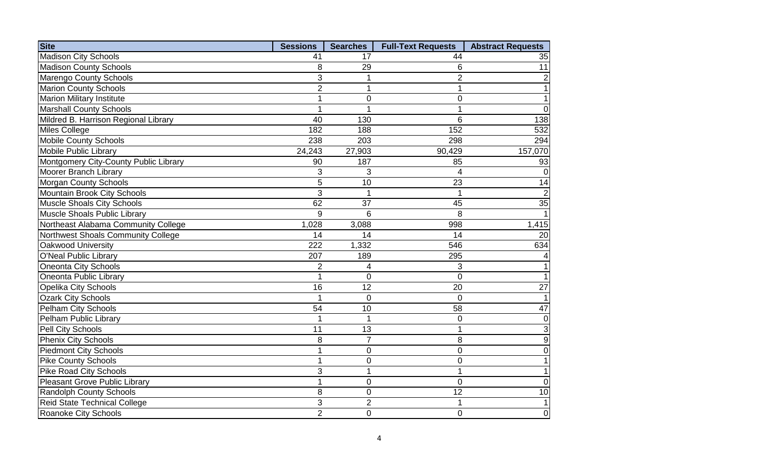| Site | Sessions | Searches | Full-Text Requests | Abstract Requests |
|---|---|---|---|---|
| Madison City Schools | 41 | 17 | 44 | 35 |
| Madison County Schools | 8 | 29 | 6 | 11 |
| Marengo County Schools | 3 | 1 | 2 | 2 |
| Marion County Schools | 2 | 1 | 1 | 1 |
| Marion Military Institute | 1 | 0 | 0 | 1 |
| Marshall County Schools | 1 | 1 | 1 | 0 |
| Mildred B. Harrison Regional Library | 40 | 130 | 6 | 138 |
| Miles College | 182 | 188 | 152 | 532 |
| Mobile County Schools | 238 | 203 | 298 | 294 |
| Mobile Public Library | 24,243 | 27,903 | 90,429 | 157,070 |
| Montgomery City-County Public Library | 90 | 187 | 85 | 93 |
| Moorer Branch Library | 3 | 3 | 4 | 0 |
| Morgan County Schools | 5 | 10 | 23 | 14 |
| Mountain Brook City Schools | 3 | 1 | 1 | 2 |
| Muscle Shoals City Schools | 62 | 37 | 45 | 35 |
| Muscle Shoals Public Library | 9 | 6 | 8 | 1 |
| Northeast Alabama Community College | 1,028 | 3,088 | 998 | 1,415 |
| Northwest Shoals Community College | 14 | 14 | 14 | 20 |
| Oakwood University | 222 | 1,332 | 546 | 634 |
| O'Neal Public Library | 207 | 189 | 295 | 4 |
| Oneonta City Schools | 2 | 4 | 3 | 1 |
| Oneonta Public Library | 1 | 0 | 0 | 1 |
| Opelika City Schools | 16 | 12 | 20 | 27 |
| Ozark City Schools | 1 | 0 | 0 | 1 |
| Pelham City Schools | 54 | 10 | 58 | 47 |
| Pelham Public Library | 1 | 1 | 0 | 0 |
| Pell City Schools | 11 | 13 | 1 | 3 |
| Phenix City Schools | 8 | 7 | 8 | 9 |
| Piedmont City Schools | 1 | 0 | 0 | 0 |
| Pike County Schools | 1 | 0 | 0 | 1 |
| Pike Road City Schools | 3 | 1 | 1 | 1 |
| Pleasant Grove Public Library | 1 | 0 | 0 | 0 |
| Randolph County Schools | 8 | 0 | 12 | 10 |
| Reid State Technical College | 3 | 2 | 1 | 1 |
| Roanoke City Schools | 2 | 0 | 0 | 0 |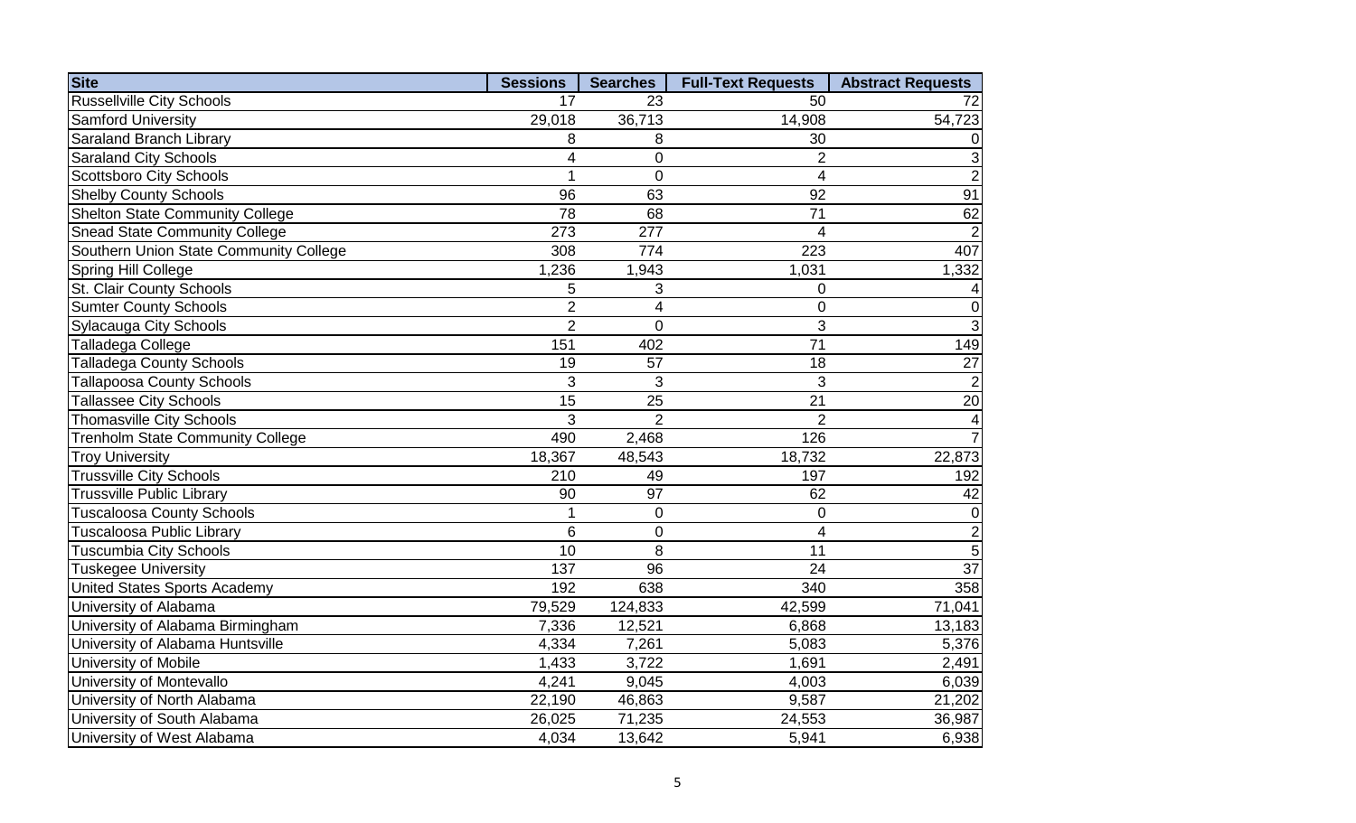| Site | Sessions | Searches | Full-Text Requests | Abstract Requests |
| --- | --- | --- | --- | --- |
| Russellville City Schools | 17 | 23 | 50 | 72 |
| Samford University | 29,018 | 36,713 | 14,908 | 54,723 |
| Saraland Branch Library | 8 | 8 | 30 | 0 |
| Saraland City Schools | 4 | 0 | 2 | 3 |
| Scottsboro City Schools | 1 | 0 | 4 | 2 |
| Shelby County Schools | 96 | 63 | 92 | 91 |
| Shelton State Community College | 78 | 68 | 71 | 62 |
| Snead State Community College | 273 | 277 | 4 | 2 |
| Southern Union State Community College | 308 | 774 | 223 | 407 |
| Spring Hill College | 1,236 | 1,943 | 1,031 | 1,332 |
| St. Clair County Schools | 5 | 3 | 0 | 4 |
| Sumter County Schools | 2 | 4 | 0 | 0 |
| Sylacauga City Schools | 2 | 0 | 3 | 3 |
| Talladega College | 151 | 402 | 71 | 149 |
| Talladega County Schools | 19 | 57 | 18 | 27 |
| Tallapoosa County Schools | 3 | 3 | 3 | 2 |
| Tallassee City Schools | 15 | 25 | 21 | 20 |
| Thomasville City Schools | 3 | 2 | 2 | 4 |
| Trenholm State Community College | 490 | 2,468 | 126 | 7 |
| Troy University | 18,367 | 48,543 | 18,732 | 22,873 |
| Trussville City Schools | 210 | 49 | 197 | 192 |
| Trussville Public Library | 90 | 97 | 62 | 42 |
| Tuscaloosa County Schools | 1 | 0 | 0 | 0 |
| Tuscaloosa Public Library | 6 | 0 | 4 | 2 |
| Tuscumbia City Schools | 10 | 8 | 11 | 5 |
| Tuskegee University | 137 | 96 | 24 | 37 |
| United States Sports Academy | 192 | 638 | 340 | 358 |
| University of Alabama | 79,529 | 124,833 | 42,599 | 71,041 |
| University of Alabama Birmingham | 7,336 | 12,521 | 6,868 | 13,183 |
| University of Alabama Huntsville | 4,334 | 7,261 | 5,083 | 5,376 |
| University of Mobile | 1,433 | 3,722 | 1,691 | 2,491 |
| University of Montevallo | 4,241 | 9,045 | 4,003 | 6,039 |
| University of North Alabama | 22,190 | 46,863 | 9,587 | 21,202 |
| University of South Alabama | 26,025 | 71,235 | 24,553 | 36,987 |
| University of West Alabama | 4,034 | 13,642 | 5,941 | 6,938 |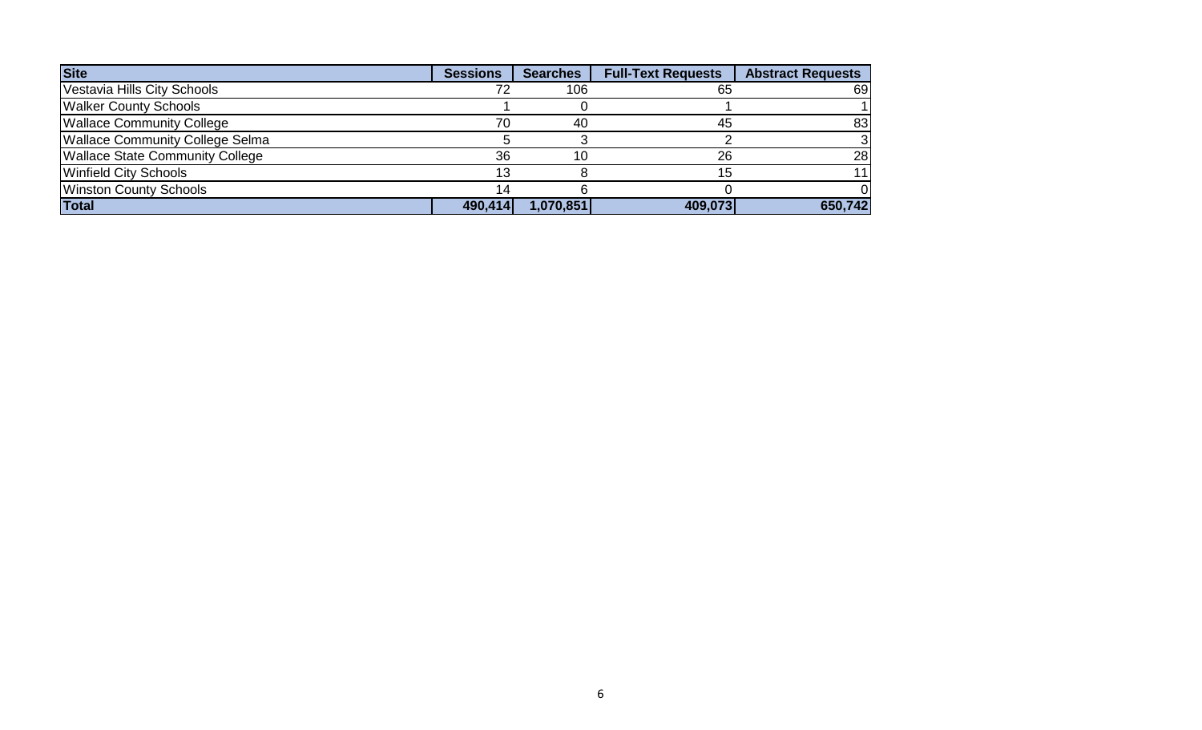| Site | Sessions | Searches | Full-Text Requests | Abstract Requests |
|---|---|---|---|---|
| Vestavia Hills City Schools | 72 | 106 | 65 | 69 |
| Walker County Schools | 1 | 0 | 1 | 1 |
| Wallace Community College | 70 | 40 | 45 | 83 |
| Wallace Community College Selma | 5 | 3 | 2 | 3 |
| Wallace State Community College | 36 | 10 | 26 | 28 |
| Winfield City Schools | 13 | 8 | 15 | 11 |
| Winston County Schools | 14 | 6 | 0 | 0 |
| **Total** | **490,414** | **1,070,851** | **409,073** | **650,742** |